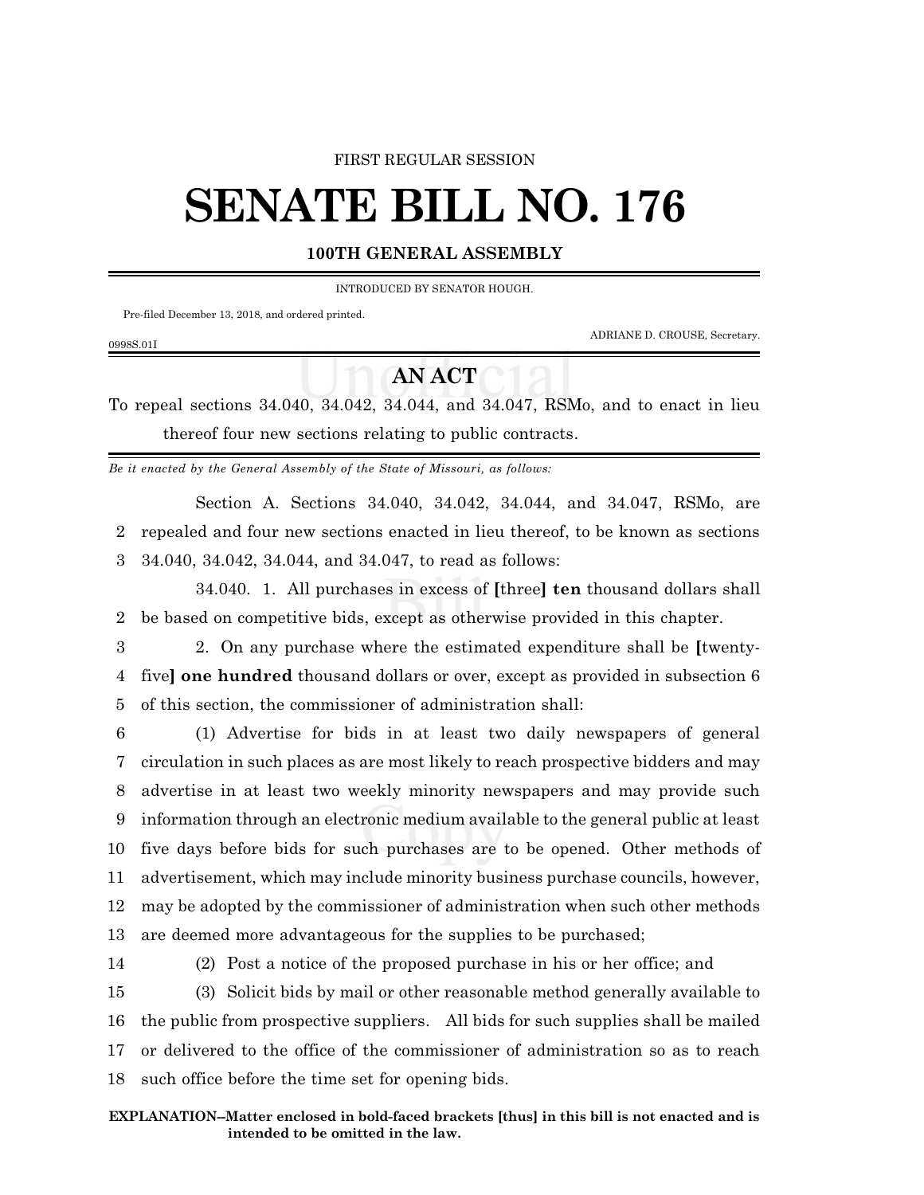FIRST REGULAR SESSION

# SENATE BILL NO. 176

**100TH GENERAL ASSEMBLY**

INTRODUCED BY SENATOR HOUGH.

Pre-filed December 13, 2018, and ordered printed.

ADRIANE D. CROUSE, Secretary.

0998S.01I

## AN ACT

To repeal sections 34.040, 34.042, 34.044, and 34.047, RSMo, and to enact in lieu thereof four new sections relating to public contracts.

*Be it enacted by the General Assembly of the State of Missouri, as follows:*

Section A. Sections 34.040, 34.042, 34.044, and 34.047, RSMo, are repealed and four new sections enacted in lieu thereof, to be known as sections 34.040, 34.042, 34.044, and 34.047, to read as follows:

34.040. 1. All purchases in excess of **[**three**]** **ten** thousand dollars shall be based on competitive bids, except as otherwise provided in this chapter.

2. On any purchase where the estimated expenditure shall be **[**twenty-five**]** **one hundred** thousand dollars or over, except as provided in subsection 6 of this section, the commissioner of administration shall:

(1) Advertise for bids in at least two daily newspapers of general circulation in such places as are most likely to reach prospective bidders and may advertise in at least two weekly minority newspapers and may provide such information through an electronic medium available to the general public at least five days before bids for such purchases are to be opened. Other methods of advertisement, which may include minority business purchase councils, however, may be adopted by the commissioner of administration when such other methods are deemed more advantageous for the supplies to be purchased;

(2) Post a notice of the proposed purchase in his or her office; and

(3) Solicit bids by mail or other reasonable method generally available to the public from prospective suppliers. All bids for such supplies shall be mailed or delivered to the office of the commissioner of administration so as to reach such office before the time set for opening bids.

**EXPLANATION–Matter enclosed in bold-faced brackets [thus] in this bill is not enacted and is intended to be omitted in the law.**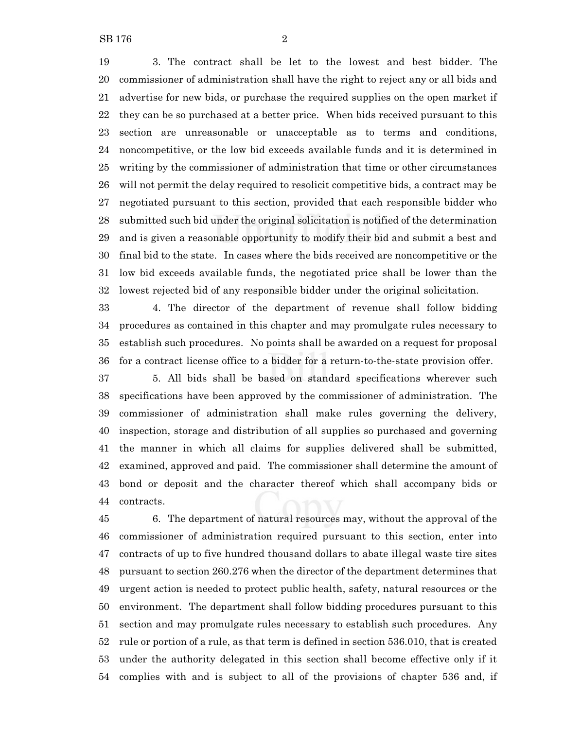3. The contract shall be let to the lowest and best bidder. The commissioner of administration shall have the right to reject any or all bids and advertise for new bids, or purchase the required supplies on the open market if they can be so purchased at a better price. When bids received pursuant to this section are unreasonable or unacceptable as to terms and conditions, noncompetitive, or the low bid exceeds available funds and it is determined in writing by the commissioner of administration that time or other circumstances will not permit the delay required to resolicit competitive bids, a contract may be negotiated pursuant to this section, provided that each responsible bidder who submitted such bid under the original solicitation is notified of the determination and is given a reasonable opportunity to modify their bid and submit a best and final bid to the state. In cases where the bids received are noncompetitive or the low bid exceeds available funds, the negotiated price shall be lower than the lowest rejected bid of any responsible bidder under the original solicitation.

4. The director of the department of revenue shall follow bidding procedures as contained in this chapter and may promulgate rules necessary to establish such procedures. No points shall be awarded on a request for proposal for a contract license office to a bidder for a return-to-the-state provision offer.

5. All bids shall be based on standard specifications wherever such specifications have been approved by the commissioner of administration. The commissioner of administration shall make rules governing the delivery, inspection, storage and distribution of all supplies so purchased and governing the manner in which all claims for supplies delivered shall be submitted, examined, approved and paid. The commissioner shall determine the amount of bond or deposit and the character thereof which shall accompany bids or contracts.

6. The department of natural resources may, without the approval of the commissioner of administration required pursuant to this section, enter into contracts of up to five hundred thousand dollars to abate illegal waste tire sites pursuant to section 260.276 when the director of the department determines that urgent action is needed to protect public health, safety, natural resources or the environment. The department shall follow bidding procedures pursuant to this section and may promulgate rules necessary to establish such procedures. Any rule or portion of a rule, as that term is defined in section 536.010, that is created under the authority delegated in this section shall become effective only if it complies with and is subject to all of the provisions of chapter 536 and, if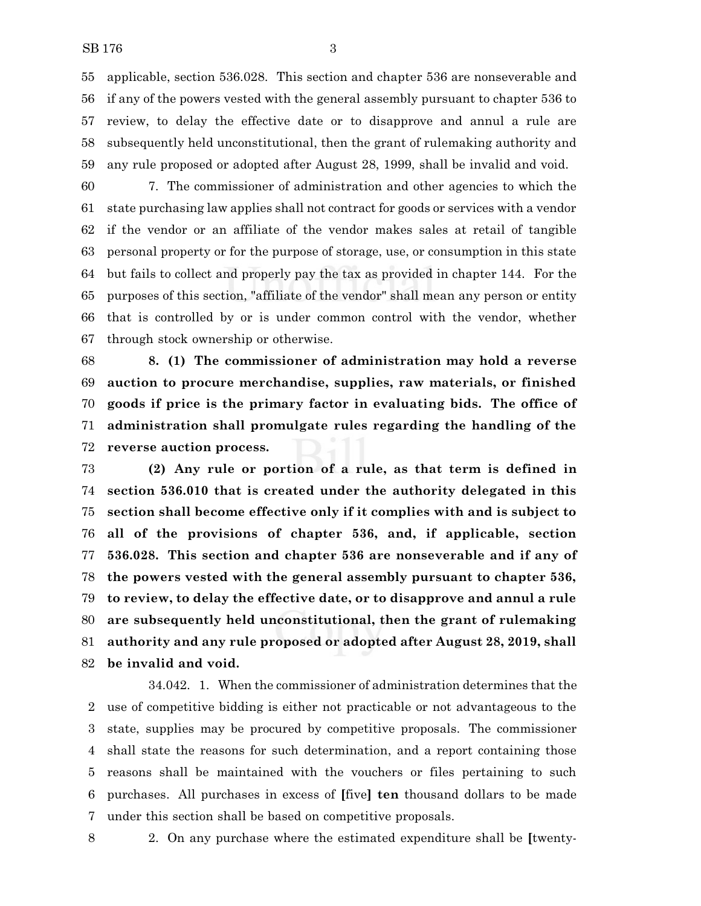applicable, section 536.028. This section and chapter 536 are nonseverable and if any of the powers vested with the general assembly pursuant to chapter 536 to review, to delay the effective date or to disapprove and annul a rule are subsequently held unconstitutional, then the grant of rulemaking authority and any rule proposed or adopted after August 28, 1999, shall be invalid and void.

7. The commissioner of administration and other agencies to which the state purchasing law applies shall not contract for goods or services with a vendor if the vendor or an affiliate of the vendor makes sales at retail of tangible personal property or for the purpose of storage, use, or consumption in this state but fails to collect and properly pay the tax as provided in chapter 144. For the purposes of this section, "affiliate of the vendor" shall mean any person or entity that is controlled by or is under common control with the vendor, whether through stock ownership or otherwise.

**8. (1) The commissioner of administration may hold a reverse auction to procure merchandise, supplies, raw materials, or finished goods if price is the primary factor in evaluating bids. The office of administration shall promulgate rules regarding the handling of the reverse auction process.**

**(2) Any rule or portion of a rule, as that term is defined in section 536.010 that is created under the authority delegated in this section shall become effective only if it complies with and is subject to all of the provisions of chapter 536, and, if applicable, section 536.028. This section and chapter 536 are nonseverable and if any of the powers vested with the general assembly pursuant to chapter 536, to review, to delay the effective date, or to disapprove and annul a rule are subsequently held unconstitutional, then the grant of rulemaking authority and any rule proposed or adopted after August 28, 2019, shall be invalid and void.**

34.042. 1. When the commissioner of administration determines that the use of competitive bidding is either not practicable or not advantageous to the state, supplies may be procured by competitive proposals. The commissioner shall state the reasons for such determination, and a report containing those reasons shall be maintained with the vouchers or files pertaining to such purchases. All purchases in excess of **[**five**]** **ten** thousand dollars to be made under this section shall be based on competitive proposals.

2. On any purchase where the estimated expenditure shall be **[**twenty-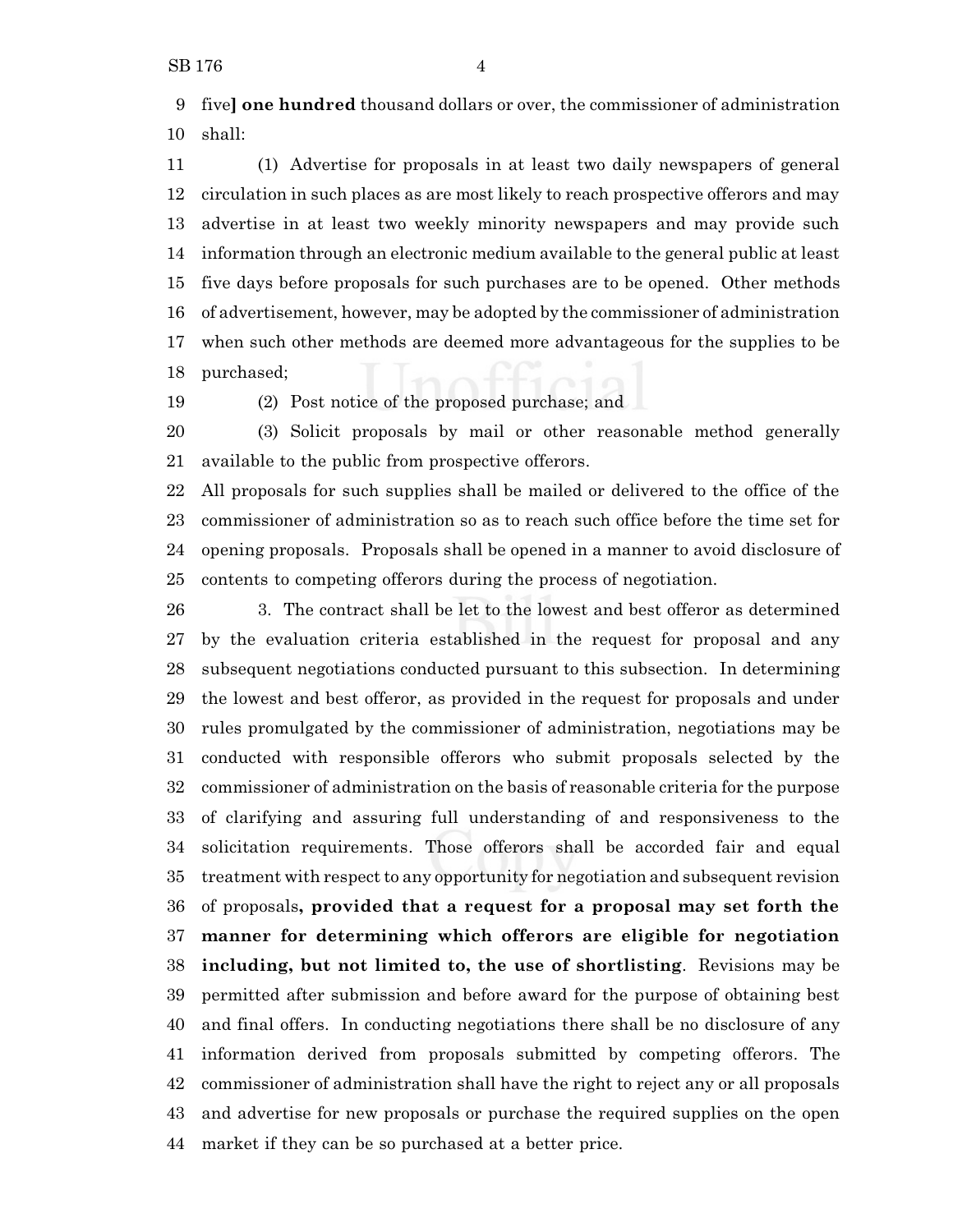five] **one hundred** thousand dollars or over, the commissioner of administration shall:

(1) Advertise for proposals in at least two daily newspapers of general circulation in such places as are most likely to reach prospective offerors and may advertise in at least two weekly minority newspapers and may provide such information through an electronic medium available to the general public at least five days before proposals for such purchases are to be opened. Other methods of advertisement, however, may be adopted by the commissioner of administration when such other methods are deemed more advantageous for the supplies to be purchased;

(2) Post notice of the proposed purchase; and

(3) Solicit proposals by mail or other reasonable method generally available to the public from prospective offerors.

All proposals for such supplies shall be mailed or delivered to the office of the commissioner of administration so as to reach such office before the time set for opening proposals. Proposals shall be opened in a manner to avoid disclosure of contents to competing offerors during the process of negotiation.

3. The contract shall be let to the lowest and best offeror as determined by the evaluation criteria established in the request for proposal and any subsequent negotiations conducted pursuant to this subsection. In determining the lowest and best offeror, as provided in the request for proposals and under rules promulgated by the commissioner of administration, negotiations may be conducted with responsible offerors who submit proposals selected by the commissioner of administration on the basis of reasonable criteria for the purpose of clarifying and assuring full understanding of and responsiveness to the solicitation requirements. Those offerors shall be accorded fair and equal treatment with respect to any opportunity for negotiation and subsequent revision of proposals**, provided that a request for a proposal may set forth the manner for determining which offerors are eligible for negotiation including, but not limited to, the use of shortlisting**. Revisions may be permitted after submission and before award for the purpose of obtaining best and final offers. In conducting negotiations there shall be no disclosure of any information derived from proposals submitted by competing offerors. The commissioner of administration shall have the right to reject any or all proposals and advertise for new proposals or purchase the required supplies on the open market if they can be so purchased at a better price.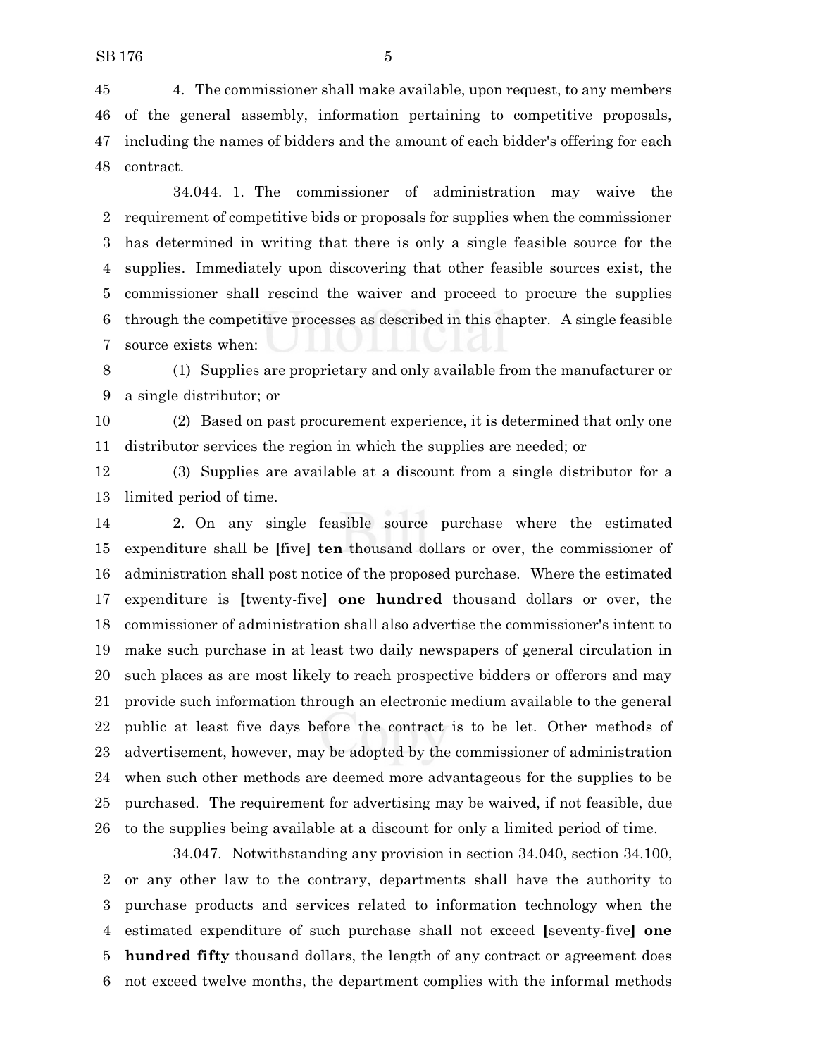4. The commissioner shall make available, upon request, to any members of the general assembly, information pertaining to competitive proposals, including the names of bidders and the amount of each bidder's offering for each contract.

34.044. 1. The commissioner of administration may waive the requirement of competitive bids or proposals for supplies when the commissioner has determined in writing that there is only a single feasible source for the supplies. Immediately upon discovering that other feasible sources exist, the commissioner shall rescind the waiver and proceed to procure the supplies through the competitive processes as described in this chapter. A single feasible source exists when:

(1) Supplies are proprietary and only available from the manufacturer or a single distributor; or

(2) Based on past procurement experience, it is determined that only one distributor services the region in which the supplies are needed; or

(3) Supplies are available at a discount from a single distributor for a limited period of time.

2. On any single feasible source purchase where the estimated expenditure shall be **[**five**] ten** thousand dollars or over, the commissioner of administration shall post notice of the proposed purchase. Where the estimated expenditure is **[**twenty-five**] one hundred** thousand dollars or over, the commissioner of administration shall also advertise the commissioner's intent to make such purchase in at least two daily newspapers of general circulation in such places as are most likely to reach prospective bidders or offerors and may provide such information through an electronic medium available to the general public at least five days before the contract is to be let. Other methods of advertisement, however, may be adopted by the commissioner of administration when such other methods are deemed more advantageous for the supplies to be purchased. The requirement for advertising may be waived, if not feasible, due to the supplies being available at a discount for only a limited period of time.

34.047. Notwithstanding any provision in section 34.040, section 34.100, or any other law to the contrary, departments shall have the authority to purchase products and services related to information technology when the estimated expenditure of such purchase shall not exceed **[**seventy-five**] one hundred fifty** thousand dollars, the length of any contract or agreement does not exceed twelve months, the department complies with the informal methods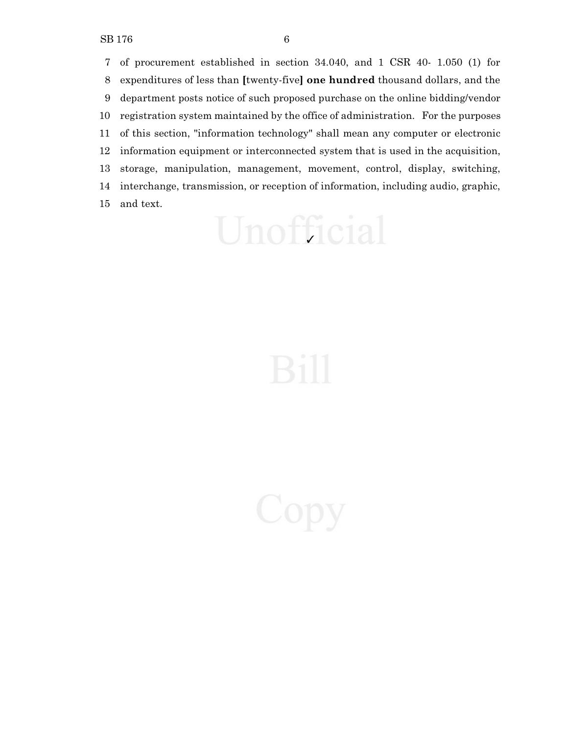of procurement established in section 34.040, and 1 CSR 40- 1.050 (1) for expenditures of less than [twenty-five] **one hundred** thousand dollars, and the department posts notice of such proposed purchase on the online bidding/vendor registration system maintained by the office of administration. For the purposes of this section, "information technology" shall mean any computer or electronic information equipment or interconnected system that is used in the acquisition, storage, manipulation, management, movement, control, display, switching, interchange, transmission, or reception of information, including audio, graphic, and text.

✓